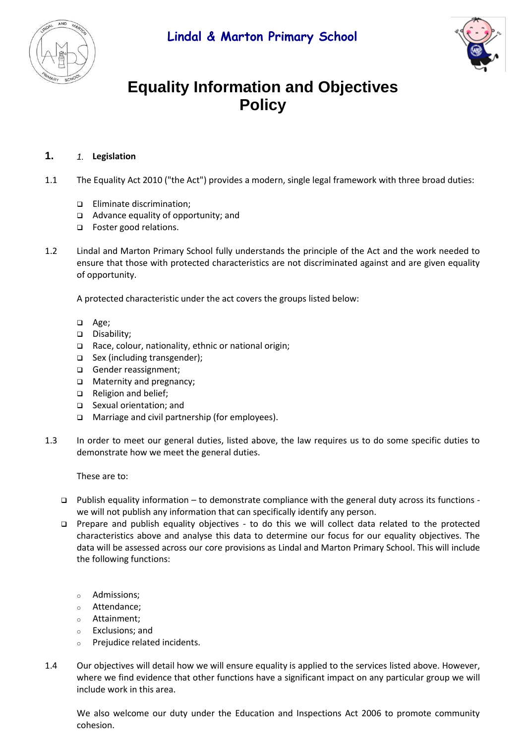Lindal & Marton Primary School

# Equality Information and Objectives Policy

## 1. Legislation

1.1 The Equality Act 2010 ("the Act") provides a modern, single legal framework with three broad duties:

- Eliminate discrimination;
- Advance equality of opportunity; and
- Foster good relations.

1.2 Lindal and Marton Primary School fully understands the principle of the Act and the work needed to ensure that those with protected characteristics are not discriminated against and are given equality of opportunity.

A protected characteristic under the act covers the groups listed below:

- Age;
- Disability;
- Race, colour, nationality, ethnic or national origin;
- Sex (including transgender);
- Gender reassignment;
- Maternity and pregnancy;
- Religion and belief;
- Sexual orientation; and
- Marriage and civil partnership (for employees).

1.3 In order to meet our general duties, listed above, the law requires us to do some specific duties to demonstrate how we meet the general duties.

These are to:

- Publish equality information – to demonstrate compliance with the general duty across its functions - we will not publish any information that can specifically identify any person.
- Prepare and publish equality objectives - to do this we will collect data related to the protected characteristics above and analyse this data to determine our focus for our equality objectives. The data will be assessed across our core provisions as Lindal and Marton Primary School. This will include the following functions:
  - Admissions;
  - Attendance;
  - Attainment;
  - Exclusions; and
  - Prejudice related incidents.

1.4 Our objectives will detail how we will ensure equality is applied to the services listed above. However, where we find evidence that other functions have a significant impact on any particular group we will include work in this area.

We also welcome our duty under the Education and Inspections Act 2006 to promote community cohesion.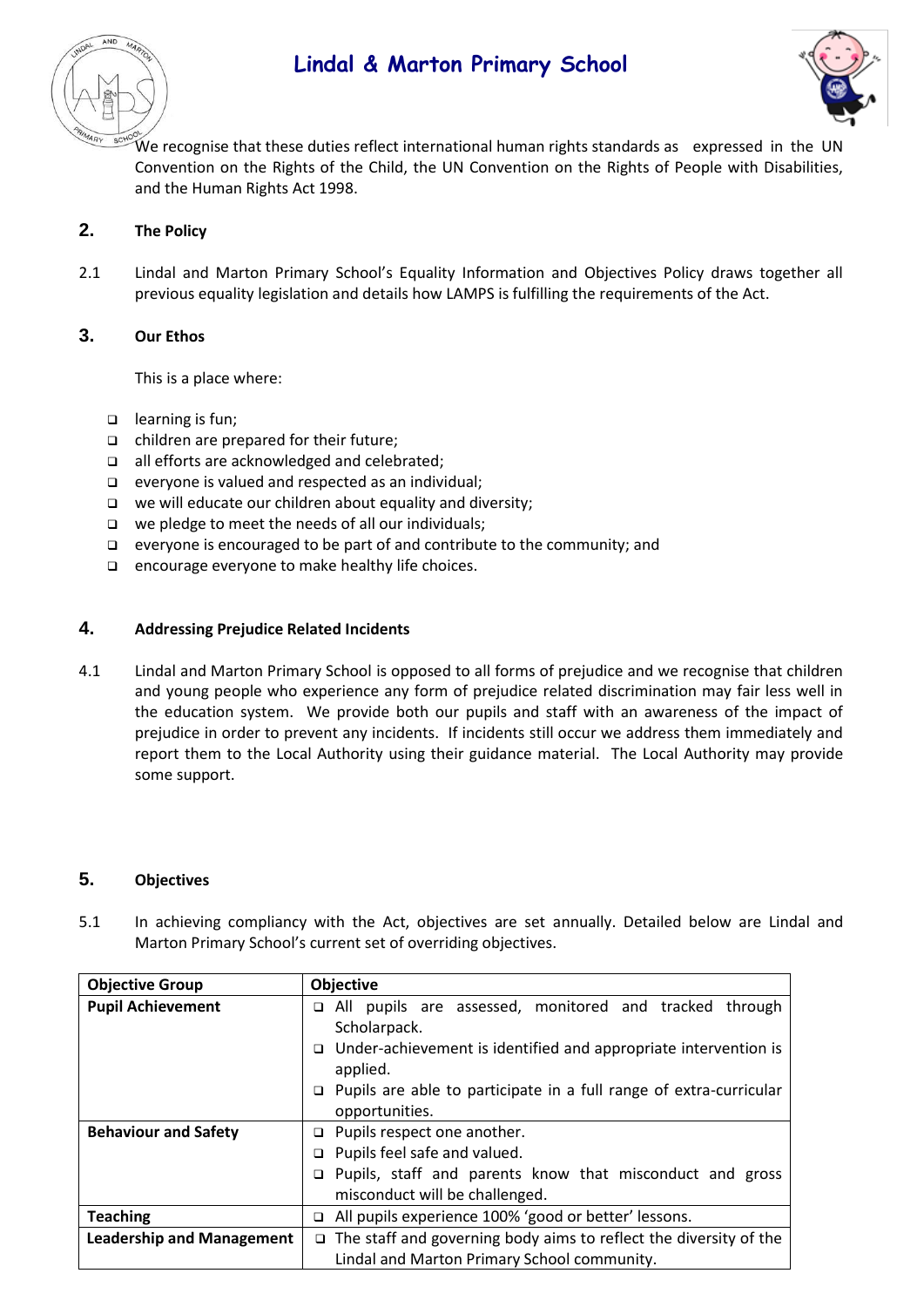We recognise that these duties reflect international human rights standards as expressed in the UN Convention on the Rights of the Child, the UN Convention on the Rights of People with Disabilities, and the Human Rights Act 1998.

## 2. The Policy

2.1 Lindal and Marton Primary School's Equality Information and Objectives Policy draws together all previous equality legislation and details how LAMPS is fulfilling the requirements of the Act.

## 3. Our Ethos

This is a place where:

- learning is fun;
- children are prepared for their future;
- all efforts are acknowledged and celebrated;
- everyone is valued and respected as an individual;
- we will educate our children about equality and diversity;
- we pledge to meet the needs of all our individuals;
- everyone is encouraged to be part of and contribute to the community; and
- encourage everyone to make healthy life choices.

## 4. Addressing Prejudice Related Incidents

4.1 Lindal and Marton Primary School is opposed to all forms of prejudice and we recognise that children and young people who experience any form of prejudice related discrimination may fair less well in the education system. We provide both our pupils and staff with an awareness of the impact of prejudice in order to prevent any incidents. If incidents still occur we address them immediately and report them to the Local Authority using their guidance material. The Local Authority may provide some support.

## 5. Objectives

5.1 In achieving compliancy with the Act, objectives are set annually. Detailed below are Lindal and Marton Primary School's current set of overriding objectives.

| Objective Group | Objective |
|---|---|
| **Pupil Achievement** | - All pupils are assessed, monitored and tracked through Scholarpack.<br>- Under-achievement is identified and appropriate intervention is applied.<br>- Pupils are able to participate in a full range of extra-curricular opportunities. |
| **Behaviour and Safety** | - Pupils respect one another.<br>- Pupils feel safe and valued.<br>- Pupils, staff and parents know that misconduct and gross misconduct will be challenged. |
| **Teaching** | - All pupils experience 100% 'good or better' lessons. |
| **Leadership and Management** | - The staff and governing body aims to reflect the diversity of the Lindal and Marton Primary School community. |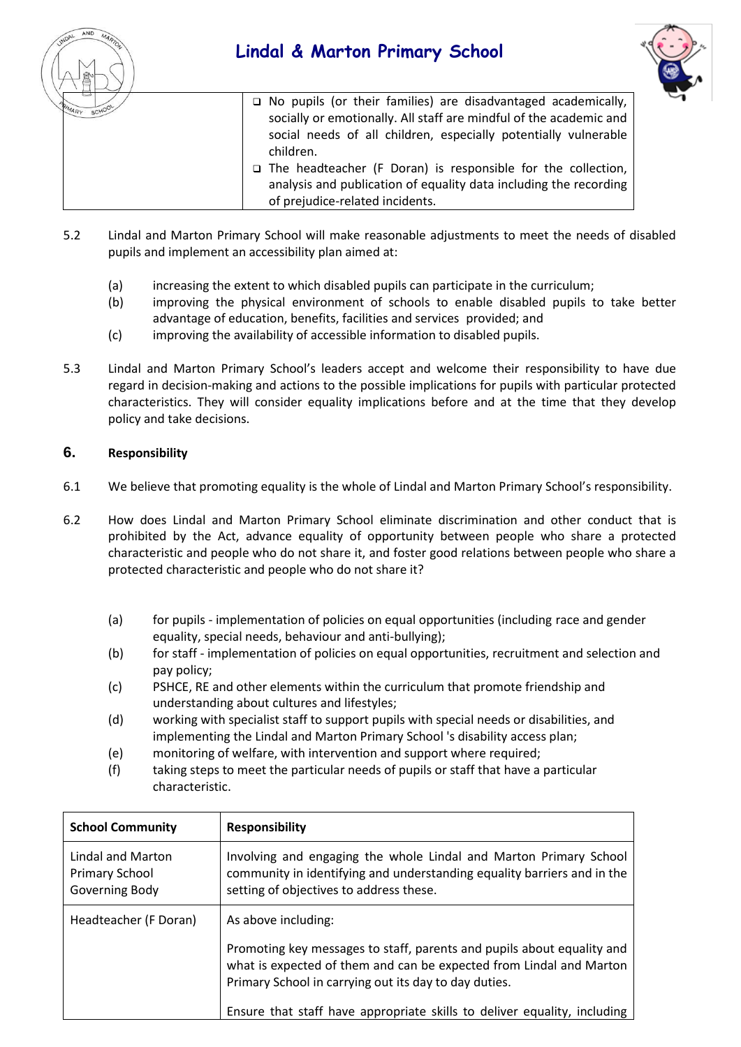| | |
|---|---|
| | ❑ No pupils (or their families) are disadvantaged academically, socially or emotionally. All staff are mindful of the academic and social needs of all children, especially potentially vulnerable children.<br>❑ The headteacher (F Doran) is responsible for the collection, analysis and publication of equality data including the recording of prejudice-related incidents. |

5.2 Lindal and Marton Primary School will make reasonable adjustments to meet the needs of disabled pupils and implement an accessibility plan aimed at:

(a) increasing the extent to which disabled pupils can participate in the curriculum;
(b) improving the physical environment of schools to enable disabled pupils to take better advantage of education, benefits, facilities and services provided; and
(c) improving the availability of accessible information to disabled pupils.

5.3 Lindal and Marton Primary School's leaders accept and welcome their responsibility to have due regard in decision-making and actions to the possible implications for pupils with particular protected characteristics. They will consider equality implications before and at the time that they develop policy and take decisions.

## 6. Responsibility

6.1 We believe that promoting equality is the whole of Lindal and Marton Primary School's responsibility.

6.2 How does Lindal and Marton Primary School eliminate discrimination and other conduct that is prohibited by the Act, advance equality of opportunity between people who share a protected characteristic and people who do not share it, and foster good relations between people who share a protected characteristic and people who do not share it?

(a) for pupils - implementation of policies on equal opportunities (including race and gender equality, special needs, behaviour and anti-bullying);
(b) for staff - implementation of policies on equal opportunities, recruitment and selection and pay policy;
(c) PSHCE, RE and other elements within the curriculum that promote friendship and understanding about cultures and lifestyles;
(d) working with specialist staff to support pupils with special needs or disabilities, and implementing the Lindal and Marton Primary School 's disability access plan;
(e) monitoring of welfare, with intervention and support where required;
(f) taking steps to meet the particular needs of pupils or staff that have a particular characteristic.

| School Community | Responsibility |
|---|---|
| Lindal and Marton Primary School Governing Body | Involving and engaging the whole Lindal and Marton Primary School community in identifying and understanding equality barriers and in the setting of objectives to address these. |
| Headteacher (F Doran) | As above including:<br><br>Promoting key messages to staff, parents and pupils about equality and what is expected of them and can be expected from Lindal and Marton Primary School in carrying out its day to day duties.<br><br>Ensure that staff have appropriate skills to deliver equality, including |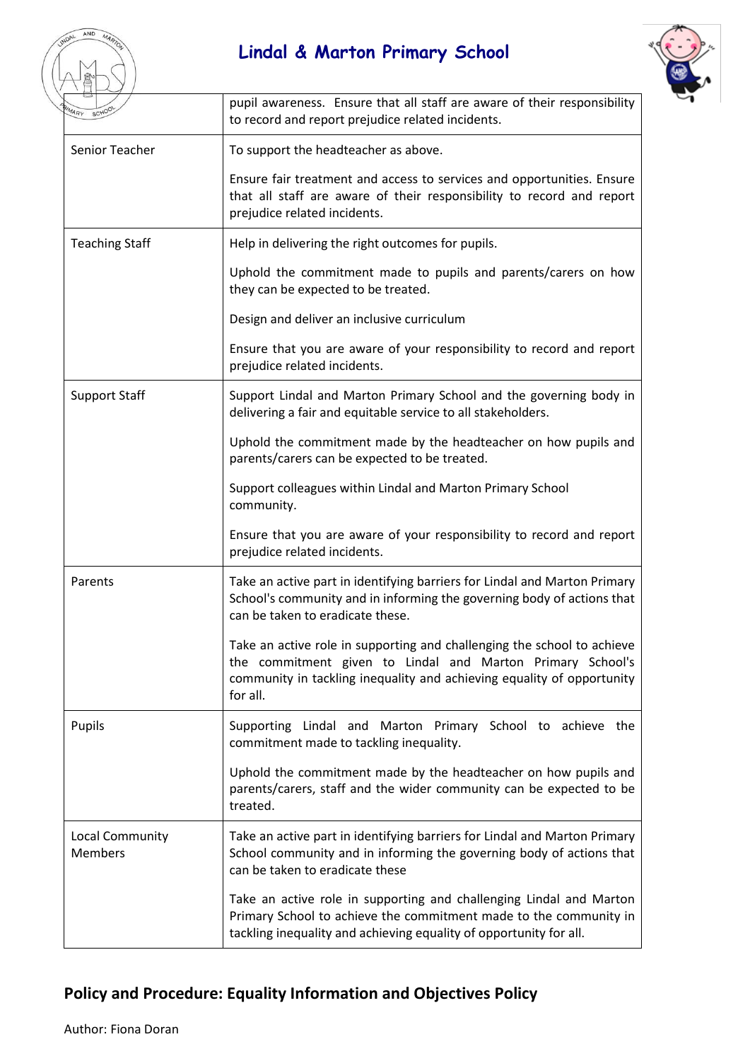| | |
|---|---|
| | pupil awareness. Ensure that all staff are aware of their responsibility to record and report prejudice related incidents. |
| Senior Teacher | To support the headteacher as above.<br><br>Ensure fair treatment and access to services and opportunities. Ensure that all staff are aware of their responsibility to record and report prejudice related incidents. |
| Teaching Staff | Help in delivering the right outcomes for pupils.<br><br>Uphold the commitment made to pupils and parents/carers on how they can be expected to be treated.<br><br>Design and deliver an inclusive curriculum<br><br>Ensure that you are aware of your responsibility to record and report prejudice related incidents. |
| Support Staff | Support Lindal and Marton Primary School and the governing body in delivering a fair and equitable service to all stakeholders.<br><br>Uphold the commitment made by the headteacher on how pupils and parents/carers can be expected to be treated.<br><br>Support colleagues within Lindal and Marton Primary School community.<br><br>Ensure that you are aware of your responsibility to record and report prejudice related incidents. |
| Parents | Take an active part in identifying barriers for Lindal and Marton Primary School's community and in informing the governing body of actions that can be taken to eradicate these.<br><br>Take an active role in supporting and challenging the school to achieve the commitment given to Lindal and Marton Primary School's community in tackling inequality and achieving equality of opportunity for all. |
| Pupils | Supporting Lindal and Marton Primary School to achieve the commitment made to tackling inequality.<br><br>Uphold the commitment made by the headteacher on how pupils and parents/carers, staff and the wider community can be expected to be treated. |
| Local Community Members | Take an active part in identifying barriers for Lindal and Marton Primary School community and in informing the governing body of actions that can be taken to eradicate these<br><br>Take an active role in supporting and challenging Lindal and Marton Primary School to achieve the commitment made to the community in tackling inequality and achieving equality of opportunity for all. |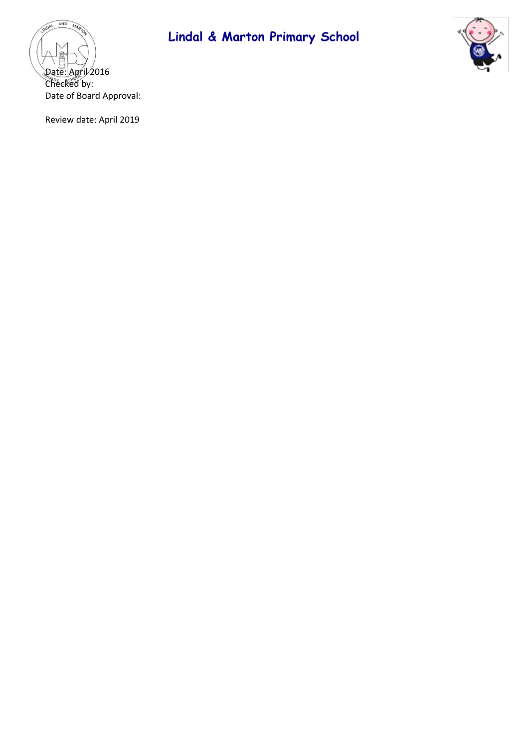# Lindal & Marton Primary School

Date: April 2016
Checked by:
Date of Board Approval:

Review date: April 2019